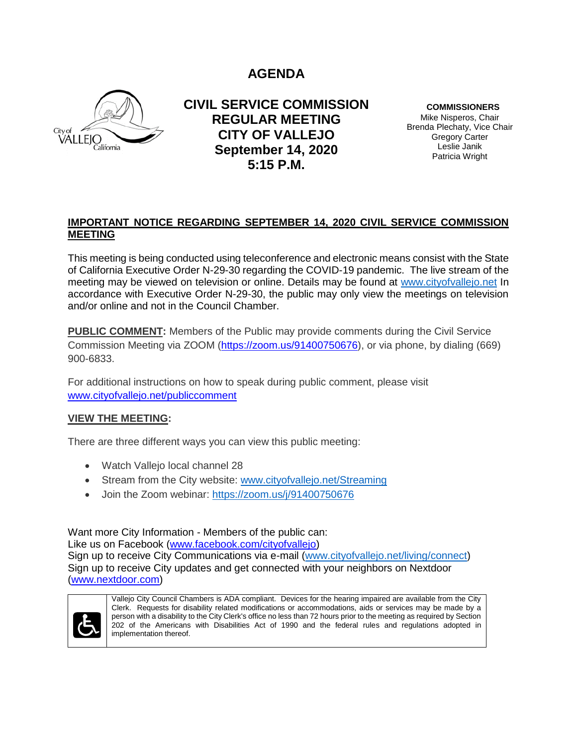# AGENDA

## CIVIL SERVICE COMMISSION REGULAR MEETING CITY OF VALLEJO September 14, 2020 5:15 P.M.

**COMMISSIONERS**
Mike Nisperos, Chair
Brenda Plechaty, Vice Chair
Gregory Carter
Leslie Janik
Patricia Wright

**IMPORTANT NOTICE REGARDING SEPTEMBER 14, 2020 CIVIL SERVICE COMMISSION MEETING**

This meeting is being conducted using teleconference and electronic means consist with the State of California Executive Order N-29-30 regarding the COVID-19 pandemic. The live stream of the meeting may be viewed on television or online. Details may be found at www.cityofvallejo.net In accordance with Executive Order N-29-30, the public may only view the meetings on television and/or online and not in the Council Chamber.

**PUBLIC COMMENT:** Members of the Public may provide comments during the Civil Service Commission Meeting via ZOOM (https://zoom.us/91400750676), or via phone, by dialing (669) 900-6833.

For additional instructions on how to speak during public comment, please visit www.cityofvallejo.net/publiccomment

**VIEW THE MEETING:**

There are three different ways you can view this public meeting:

- Watch Vallejo local channel 28
- Stream from the City website: www.cityofvallejo.net/Streaming
- Join the Zoom webinar: https://zoom.us/j/91400750676

Want more City Information - Members of the public can:
Like us on Facebook (www.facebook.com/cityofvallejo)
Sign up to receive City Communications via e-mail (www.cityofvallejo.net/living/connect)
Sign up to receive City updates and get connected with your neighbors on Nextdoor (www.nextdoor.com)

Vallejo City Council Chambers is ADA compliant. Devices for the hearing impaired are available from the City Clerk. Requests for disability related modifications or accommodations, aids or services may be made by a person with a disability to the City Clerk's office no less than 72 hours prior to the meeting as required by Section 202 of the Americans with Disabilities Act of 1990 and the federal rules and regulations adopted in implementation thereof.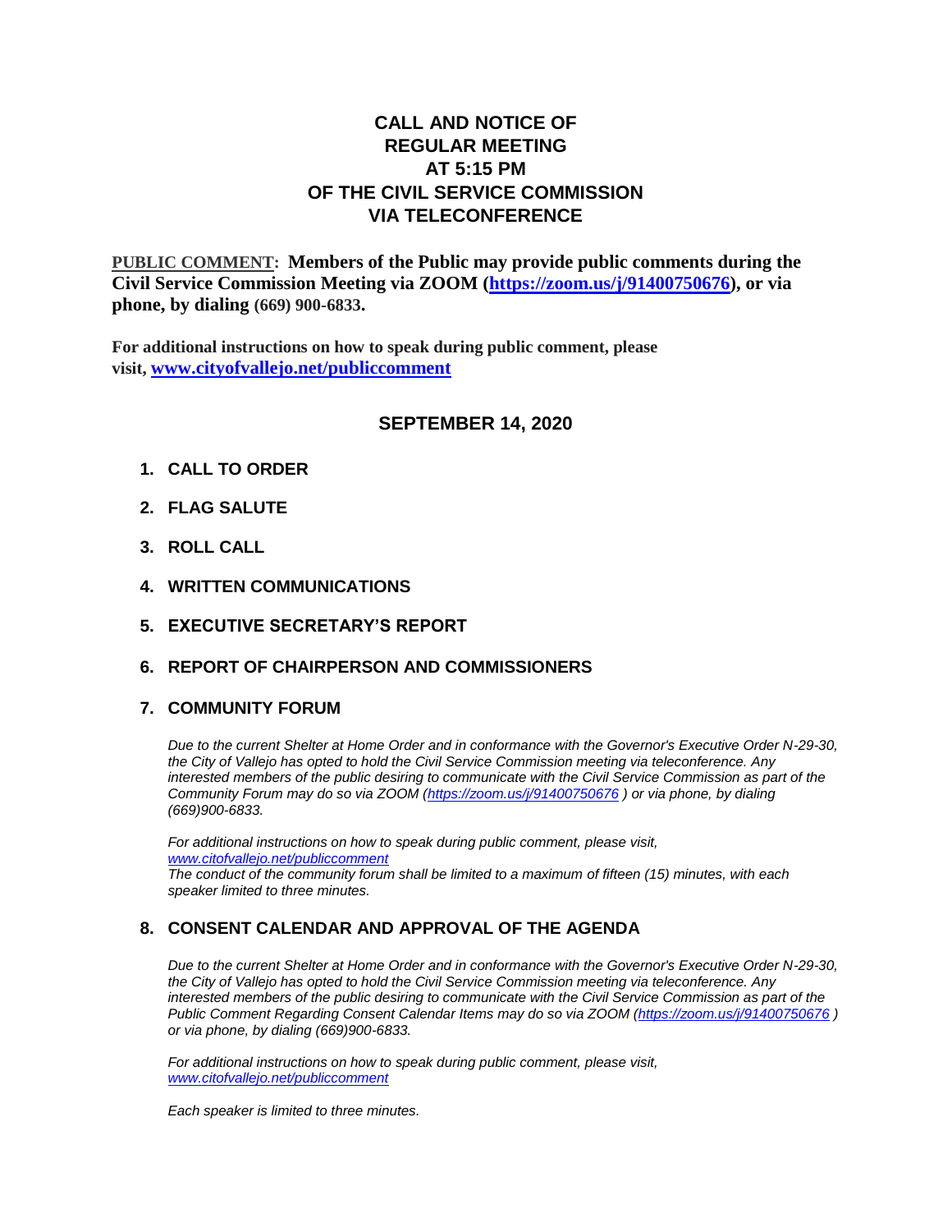# CALL AND NOTICE OF REGULAR MEETING AT 5:15 PM OF THE CIVIL SERVICE COMMISSION VIA TELECONFERENCE

**PUBLIC COMMENT: Members of the Public may provide public comments during the Civil Service Commission Meeting via ZOOM (https://zoom.us/j/91400750676), or via phone, by dialing (669) 900-6833.**

**For additional instructions on how to speak during public comment, please visit, www.cityofvallejo.net/publiccomment**

## SEPTEMBER 14, 2020

1. **CALL TO ORDER**

2. **FLAG SALUTE**

3. **ROLL CALL**

4. **WRITTEN COMMUNICATIONS**

5. **EXECUTIVE SECRETARY'S REPORT**

6. **REPORT OF CHAIRPERSON AND COMMISSIONERS**

7. **COMMUNITY FORUM**

   *Due to the current Shelter at Home Order and in conformance with the Governor's Executive Order N-29-30, the City of Vallejo has opted to hold the Civil Service Commission meeting via teleconference. Any interested members of the public desiring to communicate with the Civil Service Commission as part of the Community Forum may do so via ZOOM (https://zoom.us/j/91400750676 ) or via phone, by dialing (669)900-6833.*

   *For additional instructions on how to speak during public comment, please visit, www.citofvallejo.net/publiccomment*
   *The conduct of the community forum shall be limited to a maximum of fifteen (15) minutes, with each speaker limited to three minutes.*

8. **CONSENT CALENDAR AND APPROVAL OF THE AGENDA**

   *Due to the current Shelter at Home Order and in conformance with the Governor's Executive Order N-29-30, the City of Vallejo has opted to hold the Civil Service Commission meeting via teleconference. Any interested members of the public desiring to communicate with the Civil Service Commission as part of the Public Comment Regarding Consent Calendar Items may do so via ZOOM (https://zoom.us/j/91400750676 ) or via phone, by dialing (669)900-6833.*

   *For additional instructions on how to speak during public comment, please visit, www.citofvallejo.net/publiccomment*

   *Each speaker is limited to three minutes.*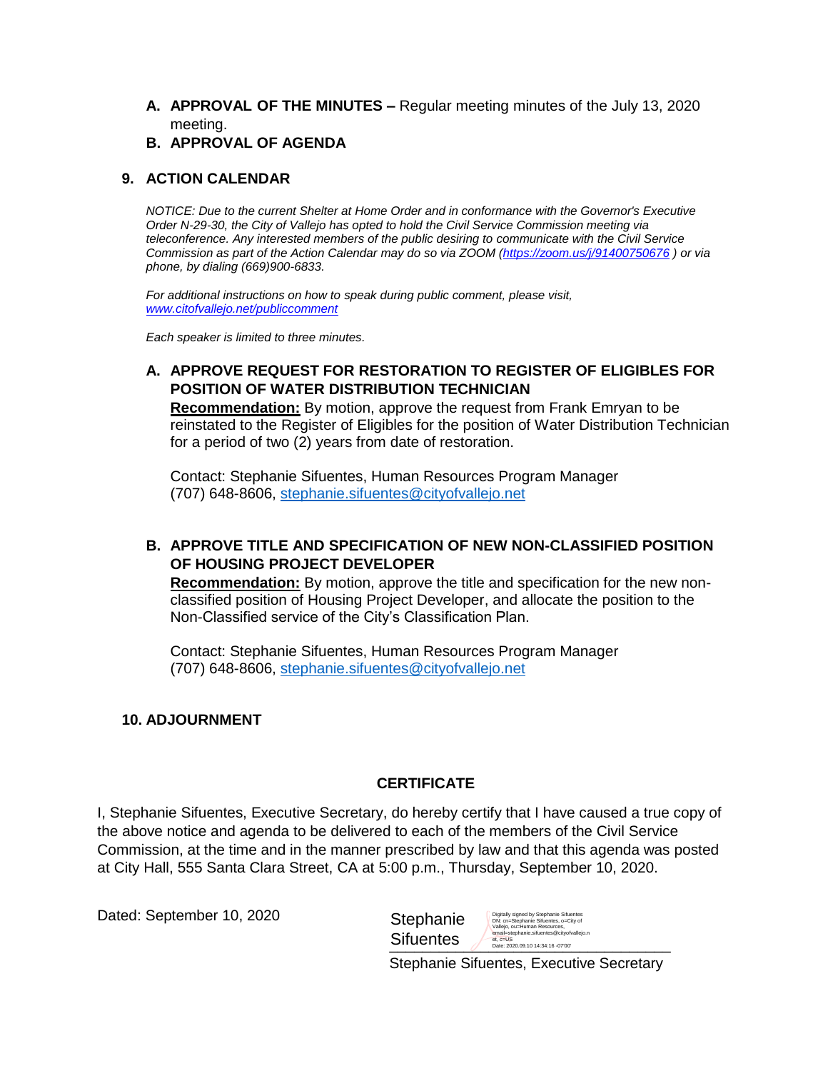**A. APPROVAL OF THE MINUTES –** Regular meeting minutes of the July 13, 2020 meeting.

**B. APPROVAL OF AGENDA**

## 9. ACTION CALENDAR

*NOTICE: Due to the current Shelter at Home Order and in conformance with the Governor's Executive Order N-29-30, the City of Vallejo has opted to hold the Civil Service Commission meeting via teleconference. Any interested members of the public desiring to communicate with the Civil Service Commission as part of the Action Calendar may do so via ZOOM (https://zoom.us/j/91400750676 ) or via phone, by dialing (669)900-6833.*

*For additional instructions on how to speak during public comment, please visit, www.citofvallejo.net/publiccomment*

*Each speaker is limited to three minutes.*

### A. APPROVE REQUEST FOR RESTORATION TO REGISTER OF ELIGIBLES FOR POSITION OF WATER DISTRIBUTION TECHNICIAN

**Recommendation:** By motion, approve the request from Frank Emryan to be reinstated to the Register of Eligibles for the position of Water Distribution Technician for a period of two (2) years from date of restoration.

Contact: Stephanie Sifuentes, Human Resources Program Manager
(707) 648-8606, stephanie.sifuentes@cityofvallejo.net

### B. APPROVE TITLE AND SPECIFICATION OF NEW NON-CLASSIFIED POSITION OF HOUSING PROJECT DEVELOPER

**Recommendation:** By motion, approve the title and specification for the new non-classified position of Housing Project Developer, and allocate the position to the Non-Classified service of the City's Classification Plan.

Contact: Stephanie Sifuentes, Human Resources Program Manager
(707) 648-8606, stephanie.sifuentes@cityofvallejo.net

## 10. ADJOURNMENT

## CERTIFICATE

I, Stephanie Sifuentes, Executive Secretary, do hereby certify that I have caused a true copy of the above notice and agenda to be delivered to each of the members of the Civil Service Commission, at the time and in the manner prescribed by law and that this agenda was posted at City Hall, 555 Santa Clara Street, CA at 5:00 p.m., Thursday, September 10, 2020.

Dated: September 10, 2020

Stephanie Sifuentes

Digitally signed by Stephanie Sifuentes
DN: cn=Stephanie Sifuentes, o=City of Vallejo, ou=Human Resources, email=stephanie.sifuentes@cityofvallejo.net, c=US
Date: 2020.09.10 14:34:16 -07'00'

Stephanie Sifuentes, Executive Secretary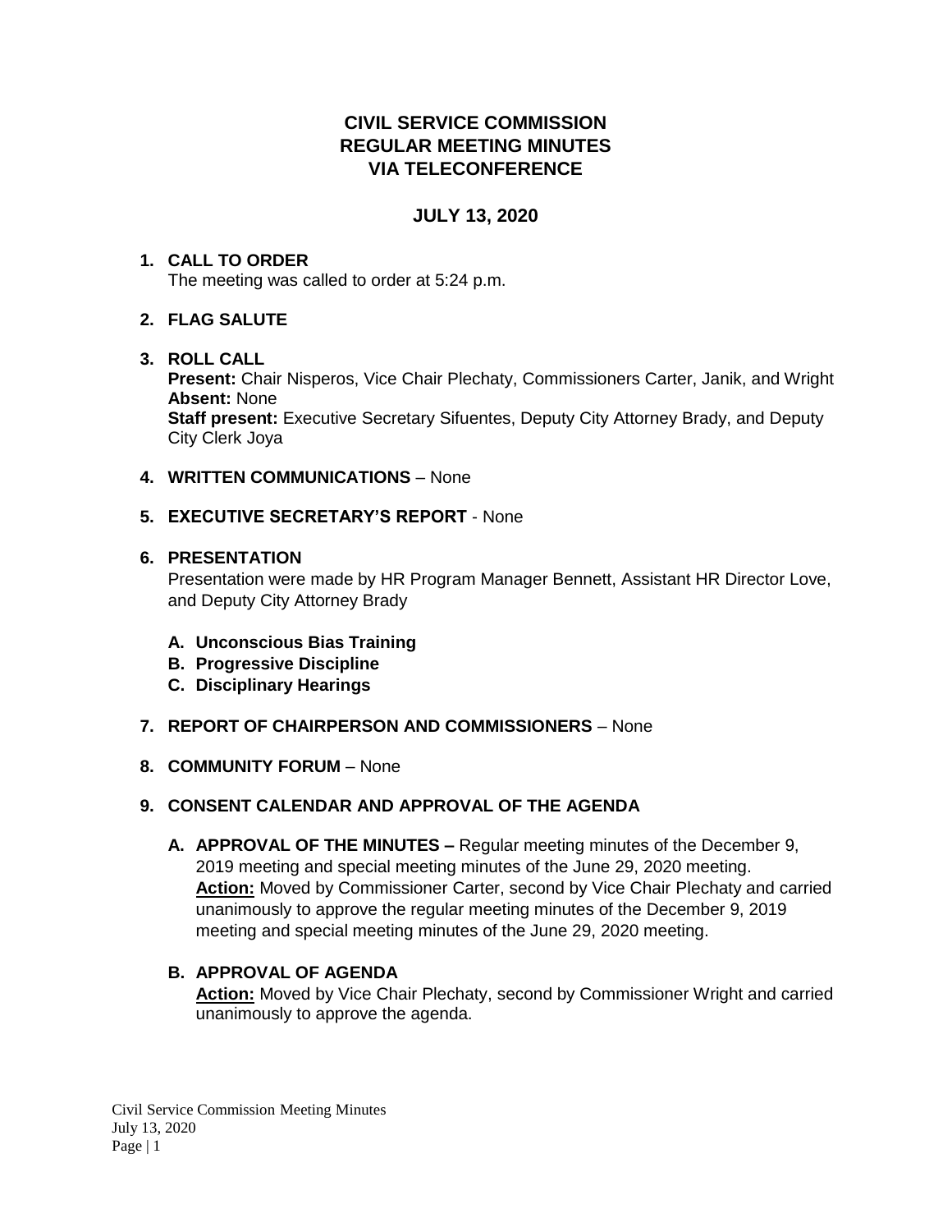# CIVIL SERVICE COMMISSION
# REGULAR MEETING MINUTES
# VIA TELECONFERENCE

## JULY 13, 2020

1. **CALL TO ORDER**
   The meeting was called to order at 5:24 p.m.

2. **FLAG SALUTE**

3. **ROLL CALL**
   **Present:** Chair Nisperos, Vice Chair Plechaty, Commissioners Carter, Janik, and Wright
   **Absent:** None
   **Staff present:** Executive Secretary Sifuentes, Deputy City Attorney Brady, and Deputy City Clerk Joya

4. **WRITTEN COMMUNICATIONS** – None

5. **EXECUTIVE SECRETARY'S REPORT** - None

6. **PRESENTATION**
   Presentation were made by HR Program Manager Bennett, Assistant HR Director Love, and Deputy City Attorney Brady

   **A. Unconscious Bias Training**
   **B. Progressive Discipline**
   **C. Disciplinary Hearings**

7. **REPORT OF CHAIRPERSON AND COMMISSIONERS** – None

8. **COMMUNITY FORUM** – None

9. **CONSENT CALENDAR AND APPROVAL OF THE AGENDA**

   **A. APPROVAL OF THE MINUTES –** Regular meeting minutes of the December 9, 2019 meeting and special meeting minutes of the June 29, 2020 meeting.
   **Action:** Moved by Commissioner Carter, second by Vice Chair Plechaty and carried unanimously to approve the regular meeting minutes of the December 9, 2019 meeting and special meeting minutes of the June 29, 2020 meeting.

   **B. APPROVAL OF AGENDA**
   **Action:** Moved by Vice Chair Plechaty, second by Commissioner Wright and carried unanimously to approve the agenda.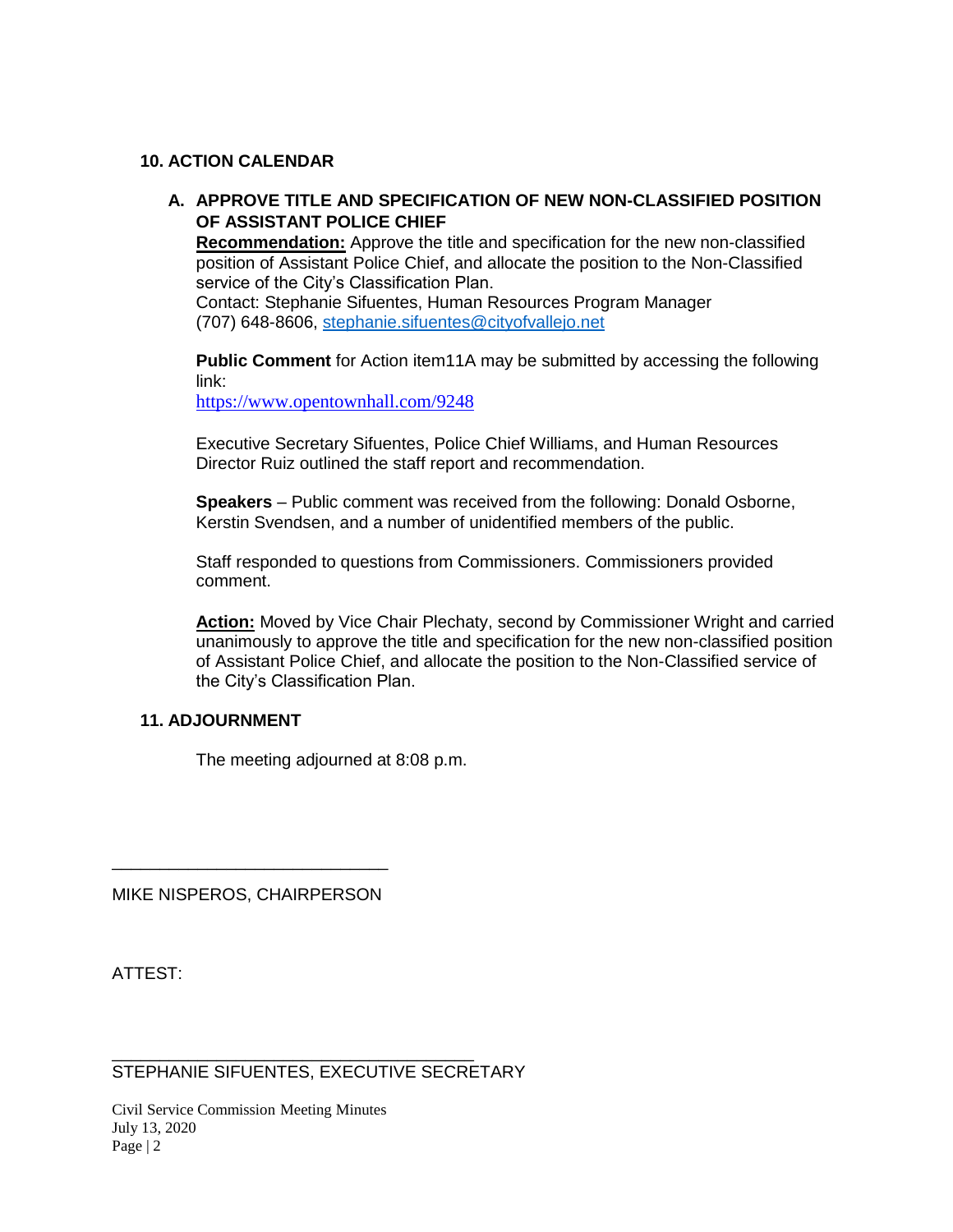## 10. ACTION CALENDAR

### A. APPROVE TITLE AND SPECIFICATION OF NEW NON-CLASSIFIED POSITION OF ASSISTANT POLICE CHIEF

**Recommendation:** Approve the title and specification for the new non-classified position of Assistant Police Chief, and allocate the position to the Non-Classified service of the City's Classification Plan.
Contact: Stephanie Sifuentes, Human Resources Program Manager
(707) 648-8606, stephanie.sifuentes@cityofvallejo.net

**Public Comment** for Action item11A may be submitted by accessing the following link:
https://www.opentownhall.com/9248

Executive Secretary Sifuentes, Police Chief Williams, and Human Resources Director Ruiz outlined the staff report and recommendation.

**Speakers** – Public comment was received from the following: Donald Osborne, Kerstin Svendsen, and a number of unidentified members of the public.

Staff responded to questions from Commissioners. Commissioners provided comment.

**Action:** Moved by Vice Chair Plechaty, second by Commissioner Wright and carried unanimously to approve the title and specification for the new non-classified position of Assistant Police Chief, and allocate the position to the Non-Classified service of the City's Classification Plan.

## 11. ADJOURNMENT

The meeting adjourned at 8:08 p.m.

\_\_\_\_\_\_\_\_\_\_\_\_\_\_\_\_\_\_\_\_\_\_\_\_\_\_\_\_\_\_

MIKE NISPEROS, CHAIRPERSON

ATTEST:

\_\_\_\_\_\_\_\_\_\_\_\_\_\_\_\_\_\_\_\_\_\_\_\_\_\_\_\_\_\_\_\_\_\_\_\_\_\_

STEPHANIE SIFUENTES, EXECUTIVE SECRETARY

Civil Service Commission Meeting Minutes
July 13, 2020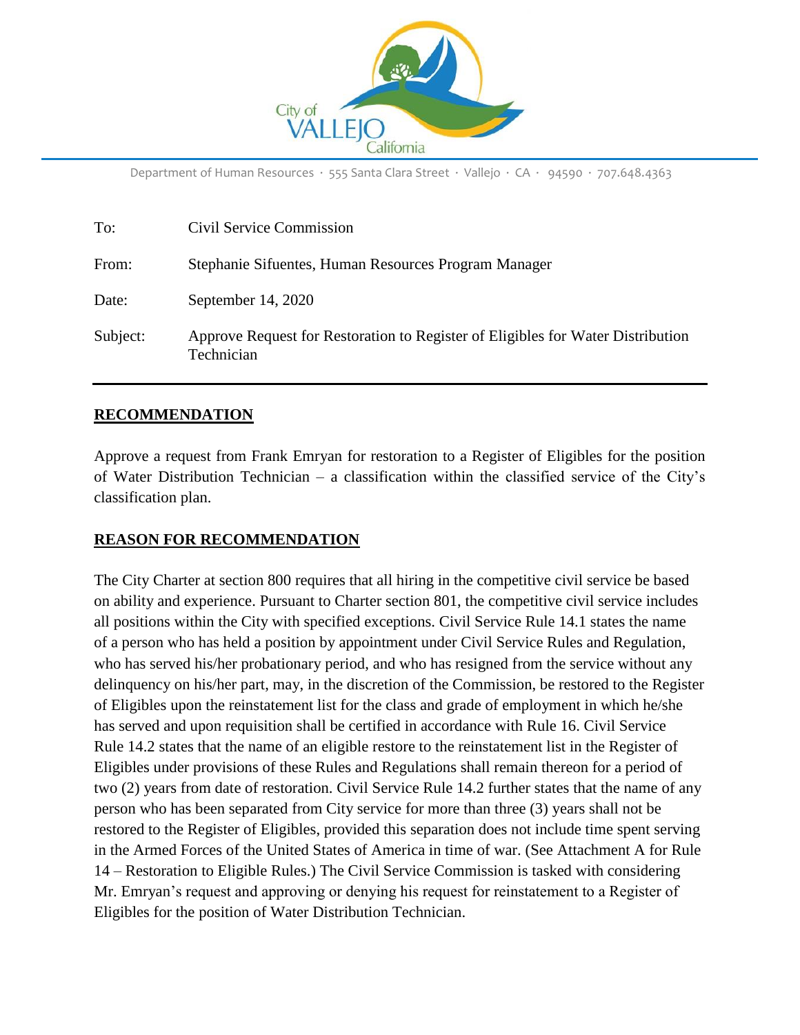City of VALLEJO California

Department of Human Resources · 555 Santa Clara Street · Vallejo · CA · 94590 · 707.648.4363

| | |
|---|---|
| To: | Civil Service Commission |
| From: | Stephanie Sifuentes, Human Resources Program Manager |
| Date: | September 14, 2020 |
| Subject: | Approve Request for Restoration to Register of Eligibles for Water Distribution Technician |

## RECOMMENDATION

Approve a request from Frank Emryan for restoration to a Register of Eligibles for the position of Water Distribution Technician – a classification within the classified service of the City's classification plan.

## REASON FOR RECOMMENDATION

The City Charter at section 800 requires that all hiring in the competitive civil service be based on ability and experience. Pursuant to Charter section 801, the competitive civil service includes all positions within the City with specified exceptions. Civil Service Rule 14.1 states the name of a person who has held a position by appointment under Civil Service Rules and Regulation, who has served his/her probationary period, and who has resigned from the service without any delinquency on his/her part, may, in the discretion of the Commission, be restored to the Register of Eligibles upon the reinstatement list for the class and grade of employment in which he/she has served and upon requisition shall be certified in accordance with Rule 16. Civil Service Rule 14.2 states that the name of an eligible restore to the reinstatement list in the Register of Eligibles under provisions of these Rules and Regulations shall remain thereon for a period of two (2) years from date of restoration. Civil Service Rule 14.2 further states that the name of any person who has been separated from City service for more than three (3) years shall not be restored to the Register of Eligibles, provided this separation does not include time spent serving in the Armed Forces of the United States of America in time of war. (See Attachment A for Rule 14 – Restoration to Eligible Rules.) The Civil Service Commission is tasked with considering Mr. Emryan's request and approving or denying his request for reinstatement to a Register of Eligibles for the position of Water Distribution Technician.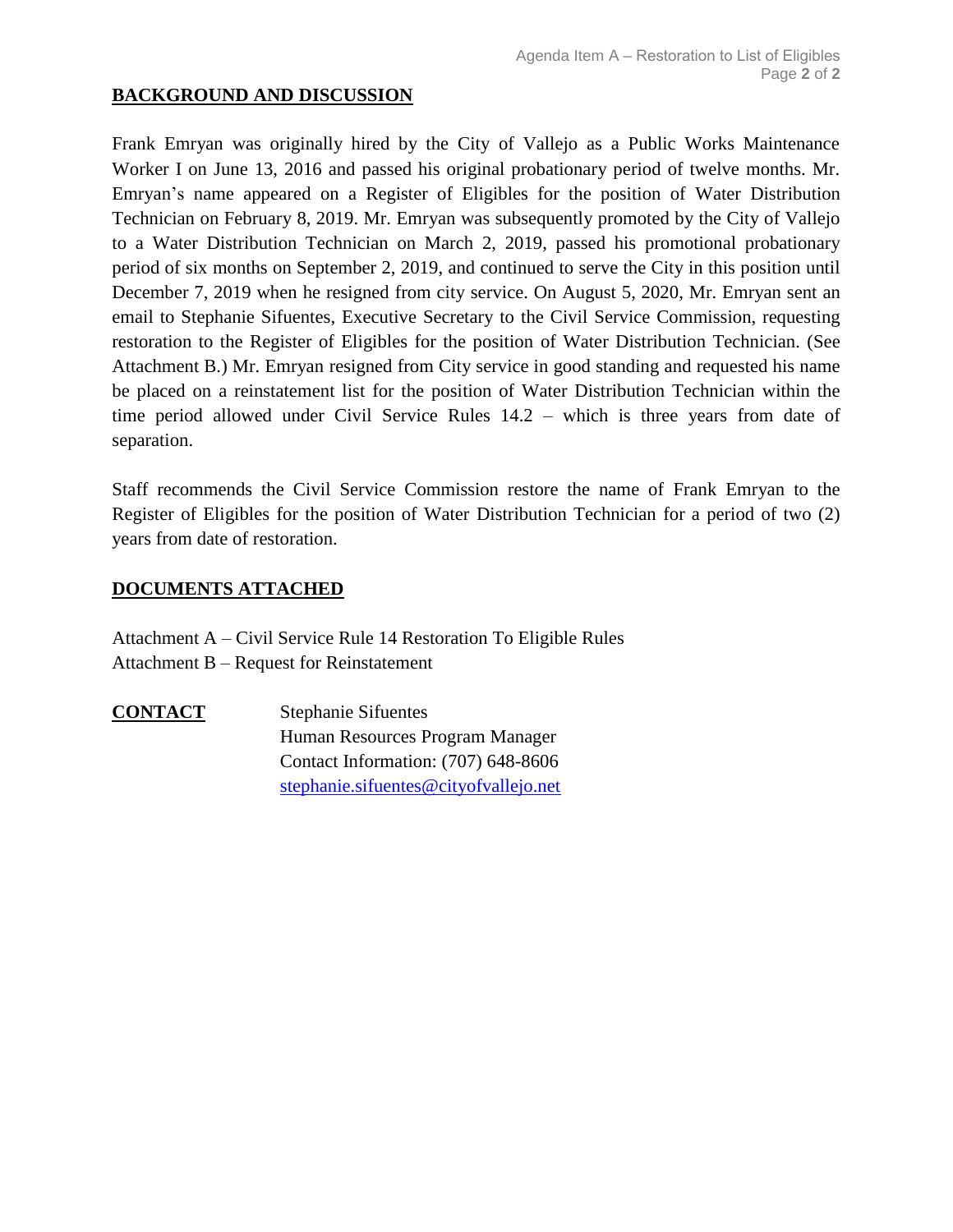## BACKGROUND AND DISCUSSION

Frank Emryan was originally hired by the City of Vallejo as a Public Works Maintenance Worker I on June 13, 2016 and passed his original probationary period of twelve months. Mr. Emryan's name appeared on a Register of Eligibles for the position of Water Distribution Technician on February 8, 2019. Mr. Emryan was subsequently promoted by the City of Vallejo to a Water Distribution Technician on March 2, 2019, passed his promotional probationary period of six months on September 2, 2019, and continued to serve the City in this position until December 7, 2019 when he resigned from city service. On August 5, 2020, Mr. Emryan sent an email to Stephanie Sifuentes, Executive Secretary to the Civil Service Commission, requesting restoration to the Register of Eligibles for the position of Water Distribution Technician. (See Attachment B.) Mr. Emryan resigned from City service in good standing and requested his name be placed on a reinstatement list for the position of Water Distribution Technician within the time period allowed under Civil Service Rules 14.2 – which is three years from date of separation.

Staff recommends the Civil Service Commission restore the name of Frank Emryan to the Register of Eligibles for the position of Water Distribution Technician for a period of two (2) years from date of restoration.

## DOCUMENTS ATTACHED

Attachment A – Civil Service Rule 14 Restoration To Eligible Rules
Attachment B – Request for Reinstatement

**CONTACT**

Stephanie Sifuentes
Human Resources Program Manager
Contact Information: (707) 648-8606
stephanie.sifuentes@cityofvallejo.net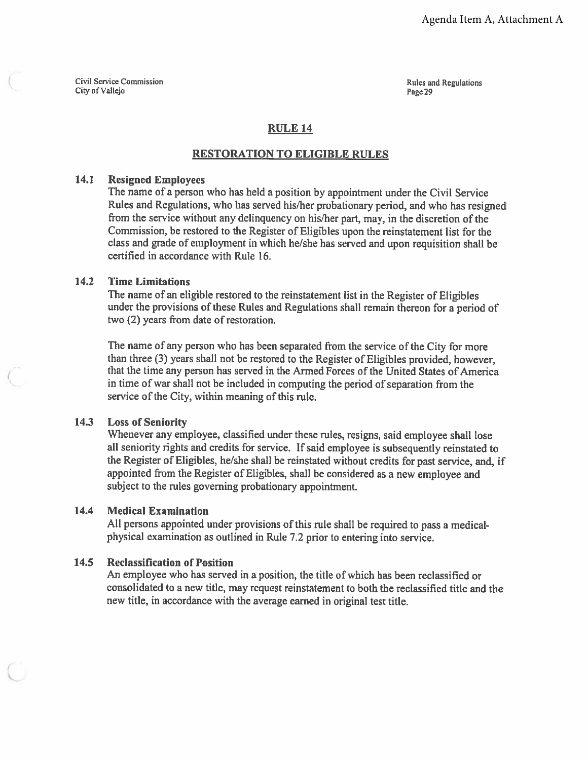## RULE 14

## RESTORATION TO ELIGIBLE RULES

### 14.1 Resigned Employees

The name of a person who has held a position by appointment under the Civil Service Rules and Regulations, who has served his/her probationary period, and who has resigned from the service without any delinquency on his/her part, may, in the discretion of the Commission, be restored to the Register of Eligibles upon the reinstatement list for the class and grade of employment in which he/she has served and upon requisition shall be certified in accordance with Rule 16.

### 14.2 Time Limitations

The name of an eligible restored to the reinstatement list in the Register of Eligibles under the provisions of these Rules and Regulations shall remain thereon for a period of two (2) years from date of restoration.

The name of any person who has been separated from the service of the City for more than three (3) years shall not be restored to the Register of Eligibles provided, however, that the time any person has served in the Armed Forces of the United States of America in time of war shall not be included in computing the period of separation from the service of the City, within meaning of this rule.

### 14.3 Loss of Seniority

Whenever any employee, classified under these rules, resigns, said employee shall lose all seniority rights and credits for service. If said employee is subsequently reinstated to the Register of Eligibles, he/she shall be reinstated without credits for past service, and, if appointed from the Register of Eligibles, shall be considered as a new employee and subject to the rules governing probationary appointment.

### 14.4 Medical Examination

All persons appointed under provisions of this rule shall be required to pass a medical-physical examination as outlined in Rule 7.2 prior to entering into service.

### 14.5 Reclassification of Position

An employee who has served in a position, the title of which has been reclassified or consolidated to a new title, may request reinstatement to both the reclassified title and the new title, in accordance with the average earned in original test title.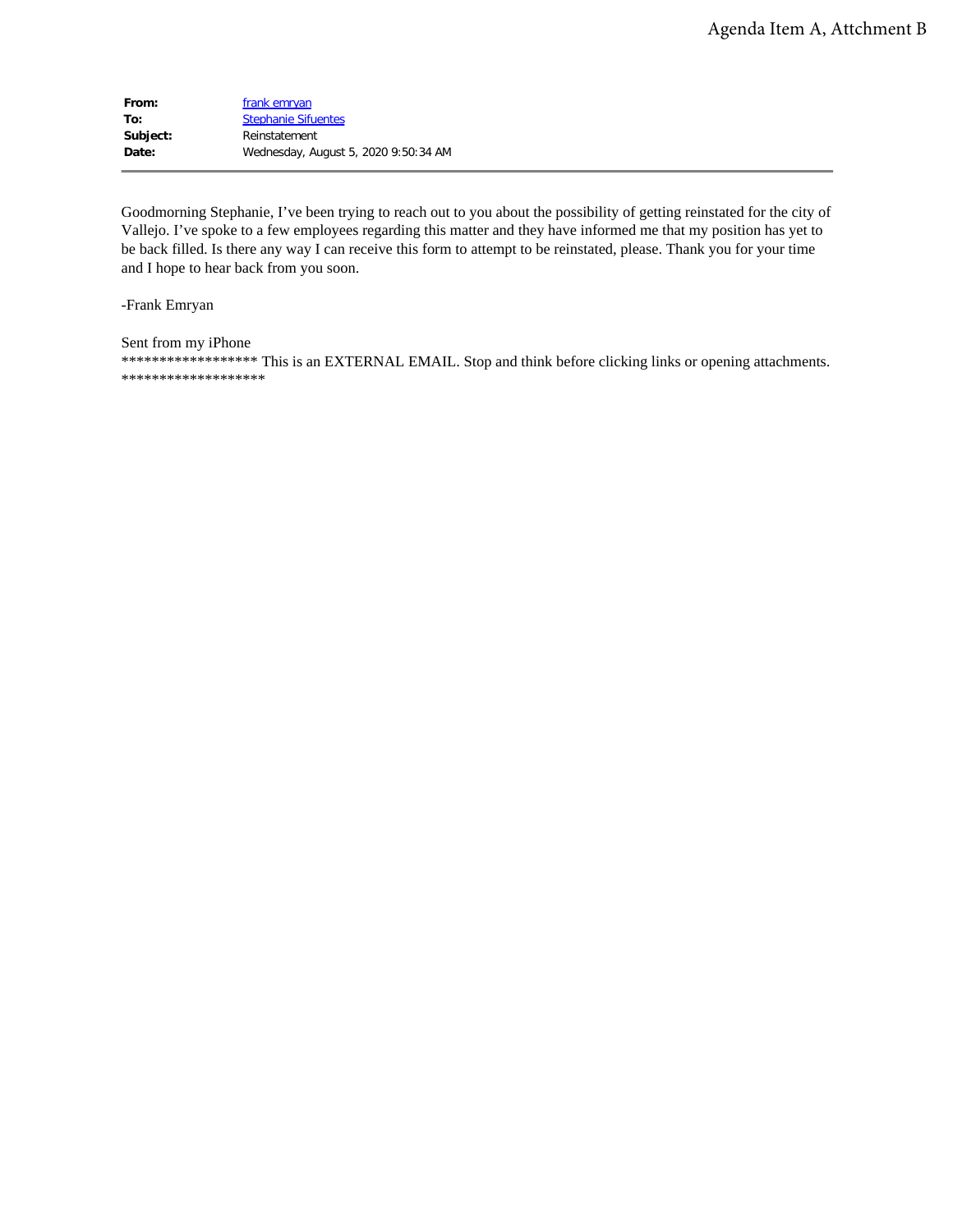Agenda Item A, Attchment B

| | |
|---|---|
| **From:** | frank emryan |
| **To:** | Stephanie Sifuentes |
| **Subject:** | Reinstatement |
| **Date:** | Wednesday, August 5, 2020 9:50:34 AM |

Goodmorning Stephanie, I've been trying to reach out to you about the possibility of getting reinstated for the city of Vallejo. I've spoke to a few employees regarding this matter and they have informed me that my position has yet to be back filled. Is there any way I can receive this form to attempt to be reinstated, please. Thank you for your time and I hope to hear back from you soon.

-Frank Emryan

Sent from my iPhone
****************** This is an EXTERNAL EMAIL. Stop and think before clicking links or opening attachments. *******************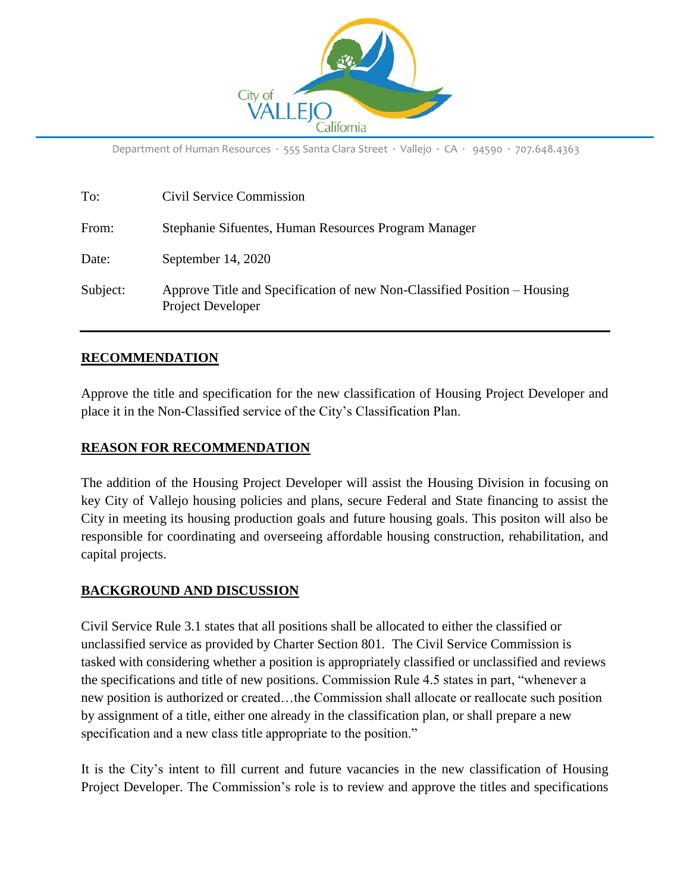Department of Human Resources · 555 Santa Clara Street · Vallejo · CA · 94590 · 707.648.4363

| | |
|---|---|
| To: | Civil Service Commission |
| From: | Stephanie Sifuentes, Human Resources Program Manager |
| Date: | September 14, 2020 |
| Subject: | Approve Title and Specification of new Non-Classified Position – Housing Project Developer |

## RECOMMENDATION

Approve the title and specification for the new classification of Housing Project Developer and place it in the Non-Classified service of the City's Classification Plan.

## REASON FOR RECOMMENDATION

The addition of the Housing Project Developer will assist the Housing Division in focusing on key City of Vallejo housing policies and plans, secure Federal and State financing to assist the City in meeting its housing production goals and future housing goals. This positon will also be responsible for coordinating and overseeing affordable housing construction, rehabilitation, and capital projects.

## BACKGROUND AND DISCUSSION

Civil Service Rule 3.1 states that all positions shall be allocated to either the classified or unclassified service as provided by Charter Section 801. The Civil Service Commission is tasked with considering whether a position is appropriately classified or unclassified and reviews the specifications and title of new positions. Commission Rule 4.5 states in part, "whenever a new position is authorized or created…the Commission shall allocate or reallocate such position by assignment of a title, either one already in the classification plan, or shall prepare a new specification and a new class title appropriate to the position."

It is the City's intent to fill current and future vacancies in the new classification of Housing Project Developer. The Commission's role is to review and approve the titles and specifications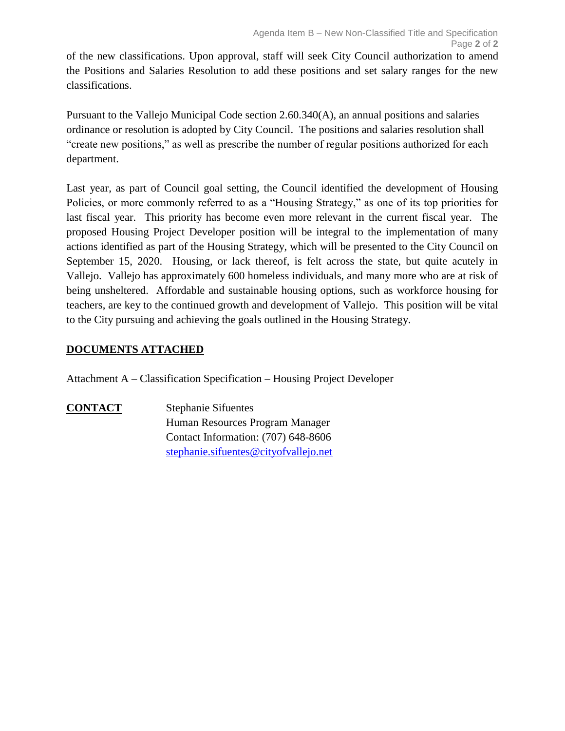of the new classifications. Upon approval, staff will seek City Council authorization to amend the Positions and Salaries Resolution to add these positions and set salary ranges for the new classifications.

Pursuant to the Vallejo Municipal Code section 2.60.340(A), an annual positions and salaries ordinance or resolution is adopted by City Council. The positions and salaries resolution shall "create new positions," as well as prescribe the number of regular positions authorized for each department.

Last year, as part of Council goal setting, the Council identified the development of Housing Policies, or more commonly referred to as a "Housing Strategy," as one of its top priorities for last fiscal year. This priority has become even more relevant in the current fiscal year. The proposed Housing Project Developer position will be integral to the implementation of many actions identified as part of the Housing Strategy, which will be presented to the City Council on September 15, 2020. Housing, or lack thereof, is felt across the state, but quite acutely in Vallejo. Vallejo has approximately 600 homeless individuals, and many more who are at risk of being unsheltered. Affordable and sustainable housing options, such as workforce housing for teachers, are key to the continued growth and development of Vallejo. This position will be vital to the City pursuing and achieving the goals outlined in the Housing Strategy.

## DOCUMENTS ATTACHED

Attachment A – Classification Specification – Housing Project Developer

**CONTACT**

Stephanie Sifuentes
Human Resources Program Manager
Contact Information: (707) 648-8606
stephanie.sifuentes@cityofvallejo.net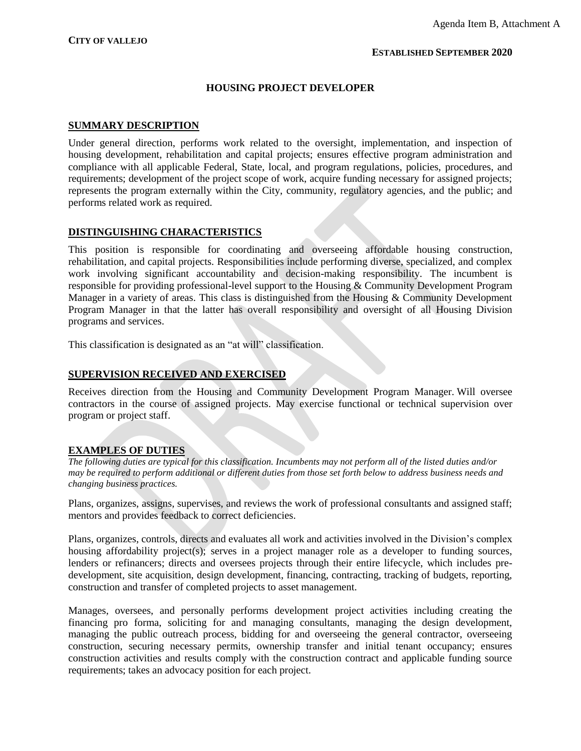Agenda Item B, Attachment A

**CITY OF VALLEJO**

**ESTABLISHED SEPTEMBER 2020**

# HOUSING PROJECT DEVELOPER

## SUMMARY DESCRIPTION

Under general direction, performs work related to the oversight, implementation, and inspection of housing development, rehabilitation and capital projects; ensures effective program administration and compliance with all applicable Federal, State, local, and program regulations, policies, procedures, and requirements; development of the project scope of work, acquire funding necessary for assigned projects; represents the program externally within the City, community, regulatory agencies, and the public; and performs related work as required.

## DISTINGUISHING CHARACTERISTICS

This position is responsible for coordinating and overseeing affordable housing construction, rehabilitation, and capital projects. Responsibilities include performing diverse, specialized, and complex work involving significant accountability and decision-making responsibility. The incumbent is responsible for providing professional-level support to the Housing & Community Development Program Manager in a variety of areas. This class is distinguished from the Housing & Community Development Program Manager in that the latter has overall responsibility and oversight of all Housing Division programs and services.

This classification is designated as an "at will" classification.

## SUPERVISION RECEIVED AND EXERCISED

Receives direction from the Housing and Community Development Program Manager. Will oversee contractors in the course of assigned projects. May exercise functional or technical supervision over program or project staff.

## EXAMPLES OF DUTIES

*The following duties are typical for this classification. Incumbents may not perform all of the listed duties and/or may be required to perform additional or different duties from those set forth below to address business needs and changing business practices.*

Plans, organizes, assigns, supervises, and reviews the work of professional consultants and assigned staff; mentors and provides feedback to correct deficiencies.

Plans, organizes, controls, directs and evaluates all work and activities involved in the Division's complex housing affordability project(s); serves in a project manager role as a developer to funding sources, lenders or refinancers; directs and oversees projects through their entire lifecycle, which includes pre-development, site acquisition, design development, financing, contracting, tracking of budgets, reporting, construction and transfer of completed projects to asset management.

Manages, oversees, and personally performs development project activities including creating the financing pro forma, soliciting for and managing consultants, managing the design development, managing the public outreach process, bidding for and overseeing the general contractor, overseeing construction, securing necessary permits, ownership transfer and initial tenant occupancy; ensures construction activities and results comply with the construction contract and applicable funding source requirements; takes an advocacy position for each project.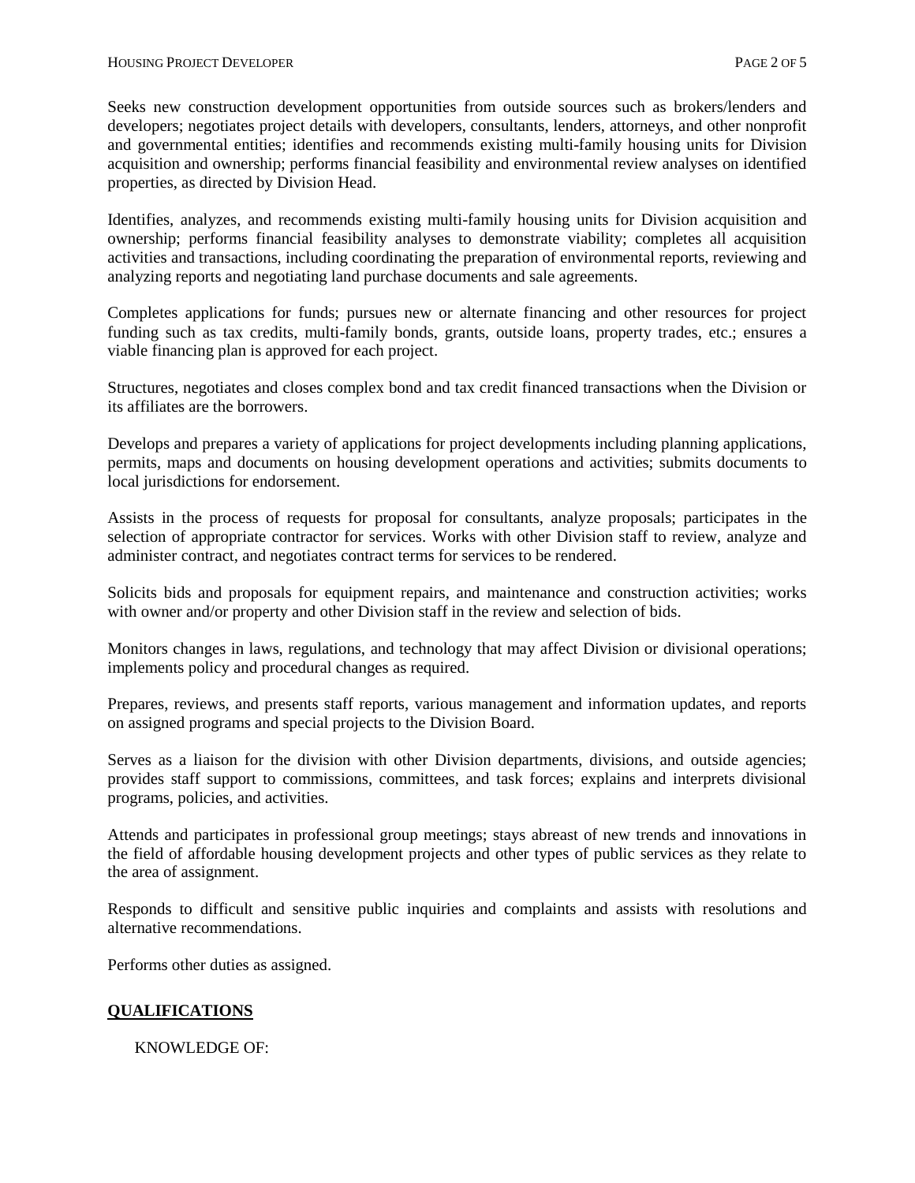Seeks new construction development opportunities from outside sources such as brokers/lenders and developers; negotiates project details with developers, consultants, lenders, attorneys, and other nonprofit and governmental entities; identifies and recommends existing multi-family housing units for Division acquisition and ownership; performs financial feasibility and environmental review analyses on identified properties, as directed by Division Head.

Identifies, analyzes, and recommends existing multi-family housing units for Division acquisition and ownership; performs financial feasibility analyses to demonstrate viability; completes all acquisition activities and transactions, including coordinating the preparation of environmental reports, reviewing and analyzing reports and negotiating land purchase documents and sale agreements.

Completes applications for funds; pursues new or alternate financing and other resources for project funding such as tax credits, multi-family bonds, grants, outside loans, property trades, etc.; ensures a viable financing plan is approved for each project.

Structures, negotiates and closes complex bond and tax credit financed transactions when the Division or its affiliates are the borrowers.

Develops and prepares a variety of applications for project developments including planning applications, permits, maps and documents on housing development operations and activities; submits documents to local jurisdictions for endorsement.

Assists in the process of requests for proposal for consultants, analyze proposals; participates in the selection of appropriate contractor for services. Works with other Division staff to review, analyze and administer contract, and negotiates contract terms for services to be rendered.

Solicits bids and proposals for equipment repairs, and maintenance and construction activities; works with owner and/or property and other Division staff in the review and selection of bids.

Monitors changes in laws, regulations, and technology that may affect Division or divisional operations; implements policy and procedural changes as required.

Prepares, reviews, and presents staff reports, various management and information updates, and reports on assigned programs and special projects to the Division Board.

Serves as a liaison for the division with other Division departments, divisions, and outside agencies; provides staff support to commissions, committees, and task forces; explains and interprets divisional programs, policies, and activities.

Attends and participates in professional group meetings; stays abreast of new trends and innovations in the field of affordable housing development projects and other types of public services as they relate to the area of assignment.

Responds to difficult and sensitive public inquiries and complaints and assists with resolutions and alternative recommendations.

Performs other duties as assigned.

## QUALIFICATIONS

KNOWLEDGE OF: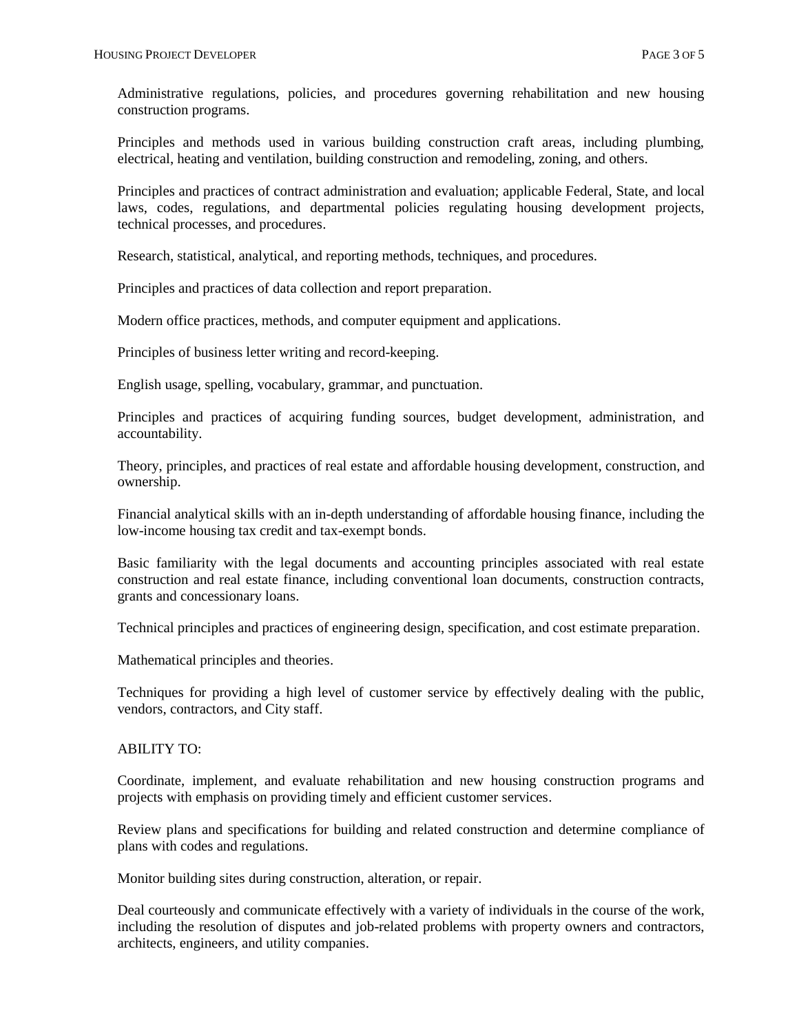Administrative regulations, policies, and procedures governing rehabilitation and new housing construction programs.

Principles and methods used in various building construction craft areas, including plumbing, electrical, heating and ventilation, building construction and remodeling, zoning, and others.

Principles and practices of contract administration and evaluation; applicable Federal, State, and local laws, codes, regulations, and departmental policies regulating housing development projects, technical processes, and procedures.

Research, statistical, analytical, and reporting methods, techniques, and procedures.

Principles and practices of data collection and report preparation.

Modern office practices, methods, and computer equipment and applications.

Principles of business letter writing and record-keeping.

English usage, spelling, vocabulary, grammar, and punctuation.

Principles and practices of acquiring funding sources, budget development, administration, and accountability.

Theory, principles, and practices of real estate and affordable housing development, construction, and ownership.

Financial analytical skills with an in-depth understanding of affordable housing finance, including the low-income housing tax credit and tax-exempt bonds.

Basic familiarity with the legal documents and accounting principles associated with real estate construction and real estate finance, including conventional loan documents, construction contracts, grants and concessionary loans.

Technical principles and practices of engineering design, specification, and cost estimate preparation.

Mathematical principles and theories.

Techniques for providing a high level of customer service by effectively dealing with the public, vendors, contractors, and City staff.

ABILITY TO:

Coordinate, implement, and evaluate rehabilitation and new housing construction programs and projects with emphasis on providing timely and efficient customer services.

Review plans and specifications for building and related construction and determine compliance of plans with codes and regulations.

Monitor building sites during construction, alteration, or repair.

Deal courteously and communicate effectively with a variety of individuals in the course of the work, including the resolution of disputes and job-related problems with property owners and contractors, architects, engineers, and utility companies.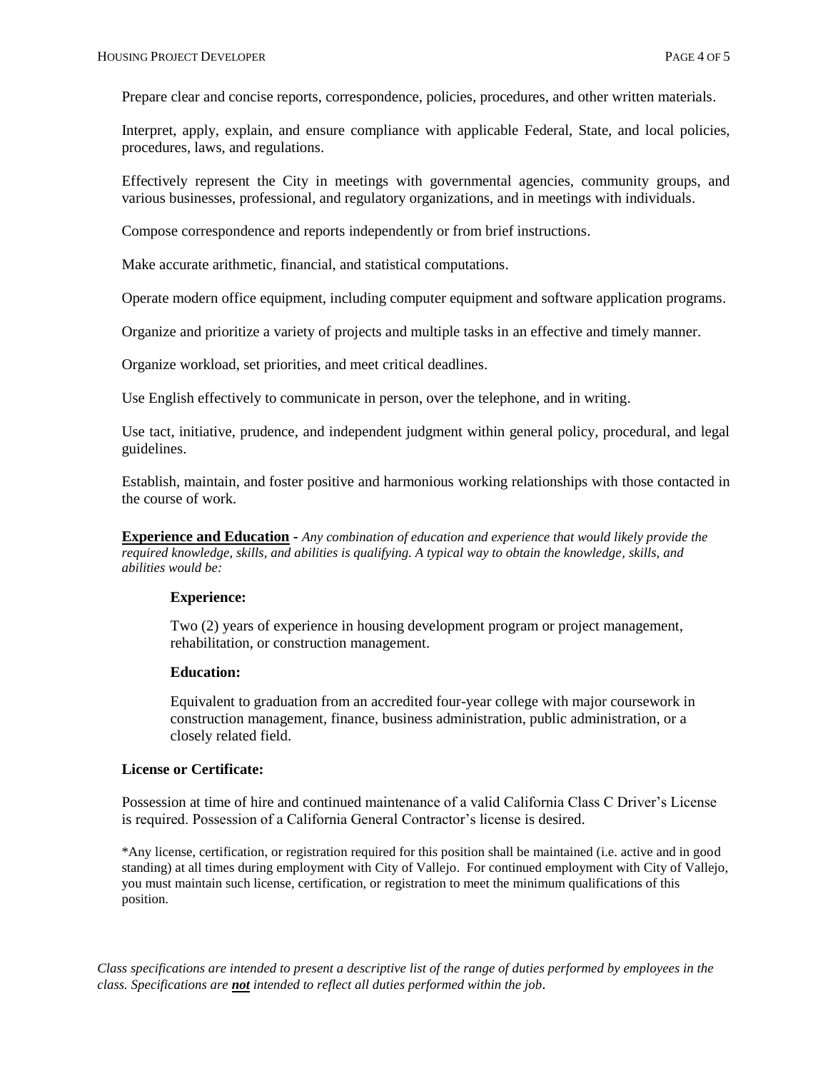Prepare clear and concise reports, correspondence, policies, procedures, and other written materials.

Interpret, apply, explain, and ensure compliance with applicable Federal, State, and local policies, procedures, laws, and regulations.

Effectively represent the City in meetings with governmental agencies, community groups, and various businesses, professional, and regulatory organizations, and in meetings with individuals.

Compose correspondence and reports independently or from brief instructions.

Make accurate arithmetic, financial, and statistical computations.

Operate modern office equipment, including computer equipment and software application programs.

Organize and prioritize a variety of projects and multiple tasks in an effective and timely manner.

Organize workload, set priorities, and meet critical deadlines.

Use English effectively to communicate in person, over the telephone, and in writing.

Use tact, initiative, prudence, and independent judgment within general policy, procedural, and legal guidelines.

Establish, maintain, and foster positive and harmonious working relationships with those contacted in the course of work.

**Experience and Education** - *Any combination of education and experience that would likely provide the required knowledge, skills, and abilities is qualifying. A typical way to obtain the knowledge, skills, and abilities would be:*

**Experience:**

Two (2) years of experience in housing development program or project management, rehabilitation, or construction management.

**Education:**

Equivalent to graduation from an accredited four-year college with major coursework in construction management, finance, business administration, public administration, or a closely related field.

**License or Certificate:**

Possession at time of hire and continued maintenance of a valid California Class C Driver's License is required. Possession of a California General Contractor's license is desired.

*Any license, certification, or registration required for this position shall be maintained (i.e. active and in good standing) at all times during employment with City of Vallejo. For continued employment with City of Vallejo, you must maintain such license, certification, or registration to meet the minimum qualifications of this position.

*Class specifications are intended to present a descriptive list of the range of duties performed by employees in the class. Specifications are **not** intended to reflect all duties performed within the job.*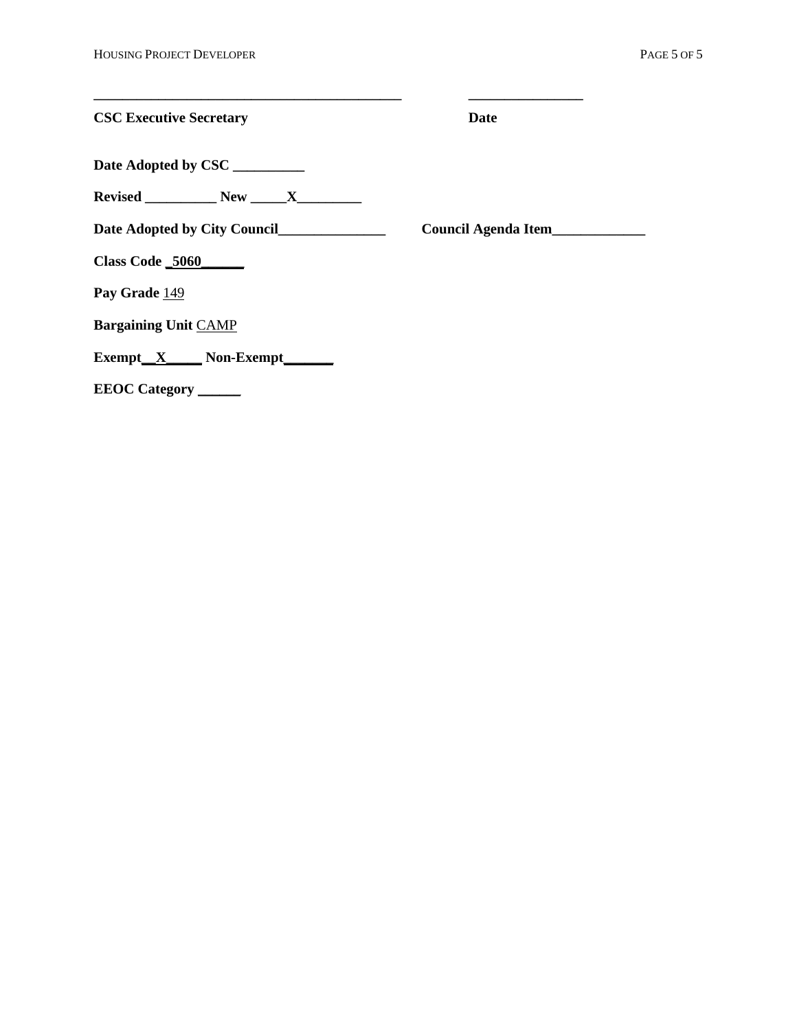_____________________________________________ ________________

**CSC Executive Secretary** **Date**

**Date Adopted by CSC __________**

**Revised __________ New _____X_________**

**Date Adopted by City Council_______________** **Council Agenda Item_____________**

**Class Code _5060______**

**Pay Grade** 149

**Bargaining Unit** CAMP

**Exempt__X_____ Non-Exempt_______**

**EEOC Category ______**